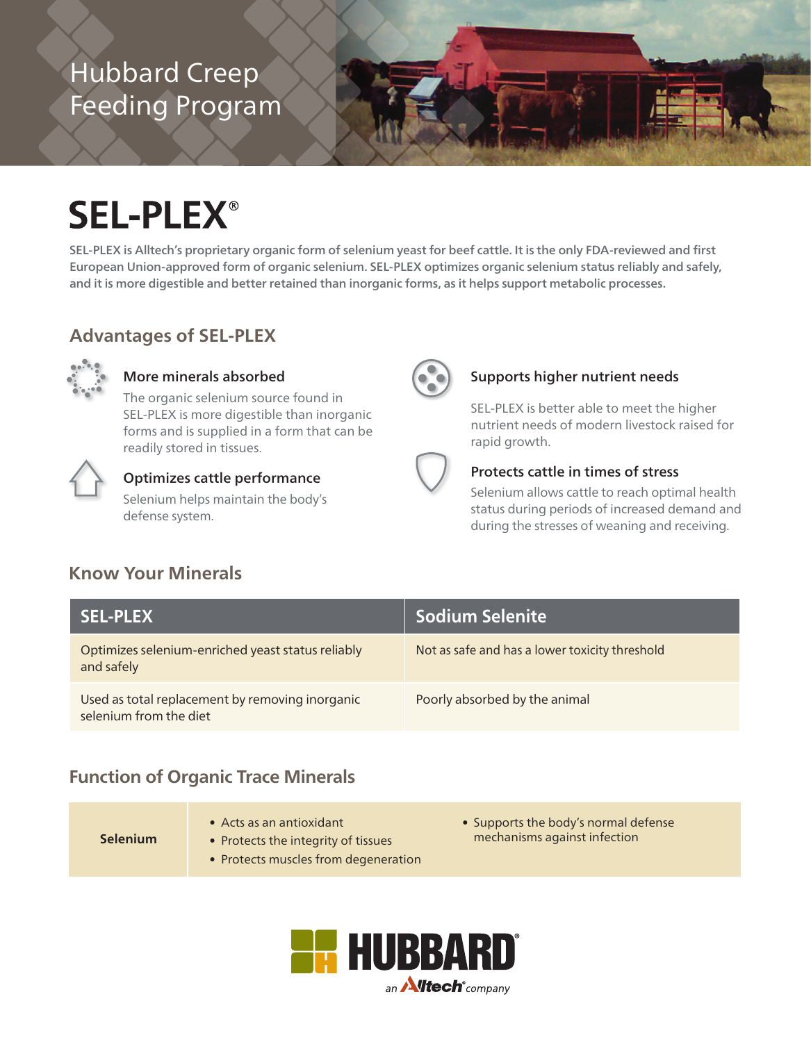# Hubbard Creep Feeding Program

# SEL-PLEX®

**SEL-PLEX is Alltech's proprietary organic form of selenium yeast for beef cattle. It is the only FDA-reviewed and first European Union-approved form of organic selenium. SEL-PLEX optimizes organic selenium status reliably and safely, and it is more digestible and better retained than inorganic forms, as it helps support metabolic processes.**

## Advantages of SEL-PLEX

### More minerals absorbed

The organic selenium source found in SEL-PLEX is more digestible than inorganic forms and is supplied in a form that can be readily stored in tissues.

### Optimizes cattle performance

Selenium helps maintain the body's defense system.

### Supports higher nutrient needs

SEL-PLEX is better able to meet the higher nutrient needs of modern livestock raised for rapid growth.

### Protects cattle in times of stress

Selenium allows cattle to reach optimal health status during periods of increased demand and during the stresses of weaning and receiving.

## Know Your Minerals

| SEL-PLEX | Sodium Selenite |
|---|---|
| Optimizes selenium-enriched yeast status reliably and safely | Not as safe and has a lower toxicity threshold |
| Used as total replacement by removing inorganic selenium from the diet | Poorly absorbed by the animal |

## Function of Organic Trace Minerals

| | | |
|---|---|---|
| **Selenium** | • Acts as an antioxidant<br>• Protects the integrity of tissues<br>• Protects muscles from degeneration | • Supports the body's normal defense mechanisms against infection |

HUBBARD® an Alltech® company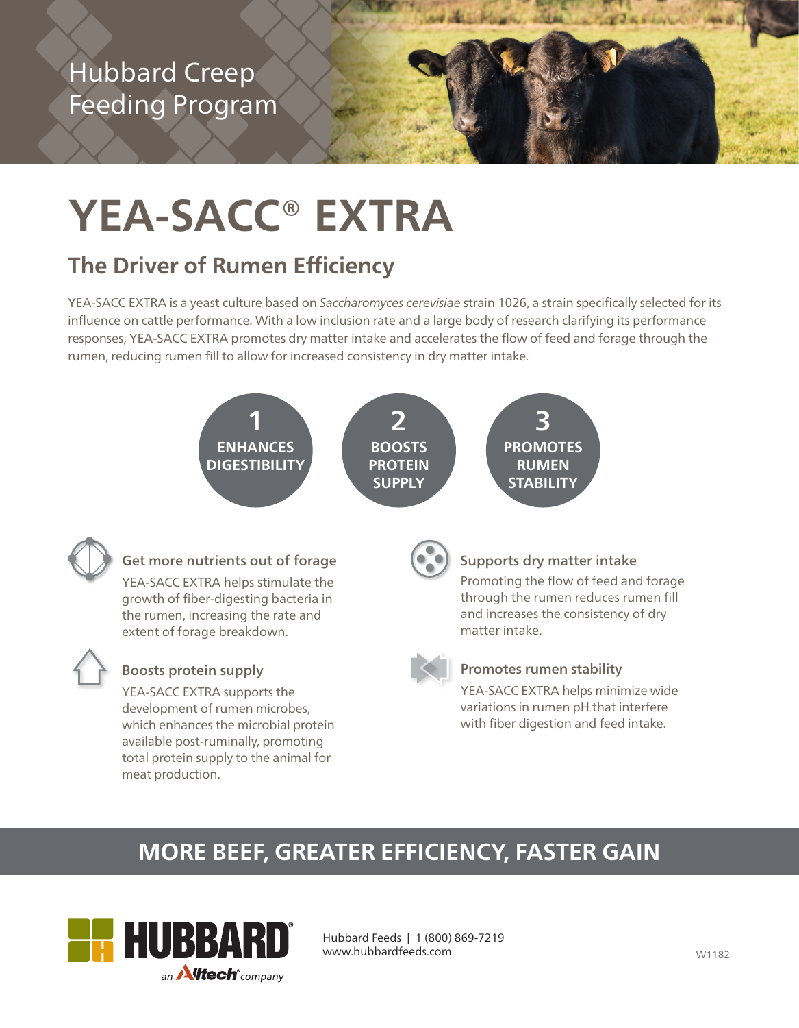Hubbard Creep Feeding Program

# YEA-SACC® EXTRA

## The Driver of Rumen Efficiency

YEA-SACC EXTRA is a yeast culture based on *Saccharomyces cerevisiae* strain 1026, a strain specifically selected for its influence on cattle performance. With a low inclusion rate and a large body of research clarifying its performance responses, YEA-SACC EXTRA promotes dry matter intake and accelerates the flow of feed and forage through the rumen, reducing rumen fill to allow for increased consistency in dry matter intake.

**1 ENHANCES DIGESTIBILITY**

**2 BOOSTS PROTEIN SUPPLY**

**3 PROMOTES RUMEN STABILITY**

### Get more nutrients out of forage

YEA-SACC EXTRA helps stimulate the growth of fiber-digesting bacteria in the rumen, increasing the rate and extent of forage breakdown.

### Boosts protein supply

YEA-SACC EXTRA supports the development of rumen microbes, which enhances the microbial protein available post-ruminally, promoting total protein supply to the animal for meat production.

### Supports dry matter intake

Promoting the flow of feed and forage through the rumen reduces rumen fill and increases the consistency of dry matter intake.

### Promotes rumen stability

YEA-SACC EXTRA helps minimize wide variations in rumen pH that interfere with fiber digestion and feed intake.

## MORE BEEF, GREATER EFFICIENCY, FASTER GAIN

HUBBARD® an Alltech® company

Hubbard Feeds | 1 (800) 869-7219
www.hubbardfeeds.com

W1182